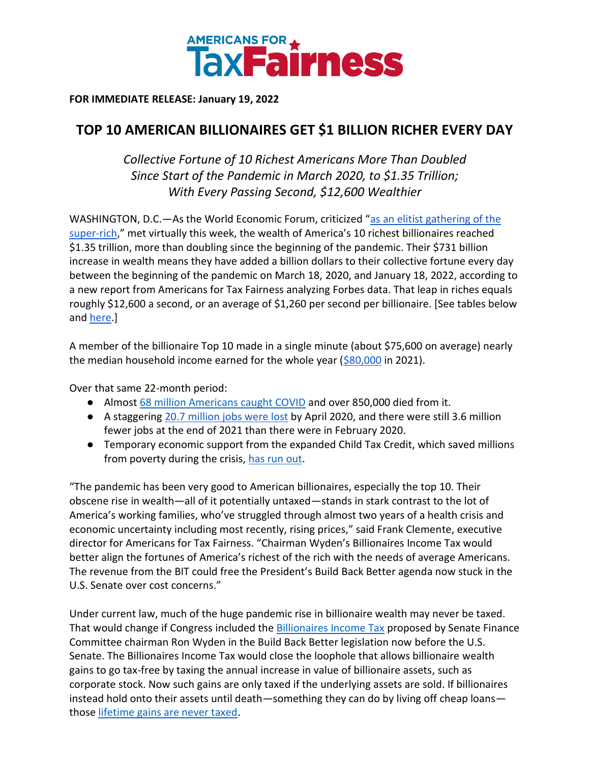AMERICANS FOR TaxFairness

**FOR IMMEDIATE RELEASE: January 19, 2022**

# TOP 10 AMERICAN BILLIONAIRES GET $1 BILLION RICHER EVERY DAY

*Collective Fortune of 10 Richest Americans More Than Doubled Since Start of the Pandemic in March 2020, to $1.35 Trillion; With Every Passing Second, $12,600 Wealthier*

WASHINGTON, D.C.—As the World Economic Forum, criticized "as an elitist gathering of the super-rich," met virtually this week, the wealth of America's 10 richest billionaires reached $1.35 trillion, more than doubling since the beginning of the pandemic. Their $731 billion increase in wealth means they have added a billion dollars to their collective fortune every day between the beginning of the pandemic on March 18, 2020, and January 18, 2022, according to a new report from Americans for Tax Fairness analyzing Forbes data. That leap in riches equals roughly $12,600 a second, or an average of $1,260 per second per billionaire. [See tables below and here.]

A member of the billionaire Top 10 made in a single minute (about $75,600 on average) nearly the median household income earned for the whole year ($80,000 in 2021).

Over that same 22-month period:

- Almost 68 million Americans caught COVID and over 850,000 died from it.
- A staggering 20.7 million jobs were lost by April 2020, and there were still 3.6 million fewer jobs at the end of 2021 than there were in February 2020.
- Temporary economic support from the expanded Child Tax Credit, which saved millions from poverty during the crisis, has run out.

"The pandemic has been very good to American billionaires, especially the top 10. Their obscene rise in wealth—all of it potentially untaxed—stands in stark contrast to the lot of America's working families, who've struggled through almost two years of a health crisis and economic uncertainty including most recently, rising prices," said Frank Clemente, executive director for Americans for Tax Fairness. "Chairman Wyden's Billionaires Income Tax would better align the fortunes of America's richest of the rich with the needs of average Americans. The revenue from the BIT could free the President's Build Back Better agenda now stuck in the U.S. Senate over cost concerns."

Under current law, much of the huge pandemic rise in billionaire wealth may never be taxed. That would change if Congress included the Billionaires Income Tax proposed by Senate Finance Committee chairman Ron Wyden in the Build Back Better legislation now before the U.S. Senate. The Billionaires Income Tax would close the loophole that allows billionaire wealth gains to go tax-free by taxing the annual increase in value of billionaire assets, such as corporate stock. Now such gains are only taxed if the underlying assets are sold. If billionaires instead hold onto their assets until death—something they can do by living off cheap loans—those lifetime gains are never taxed.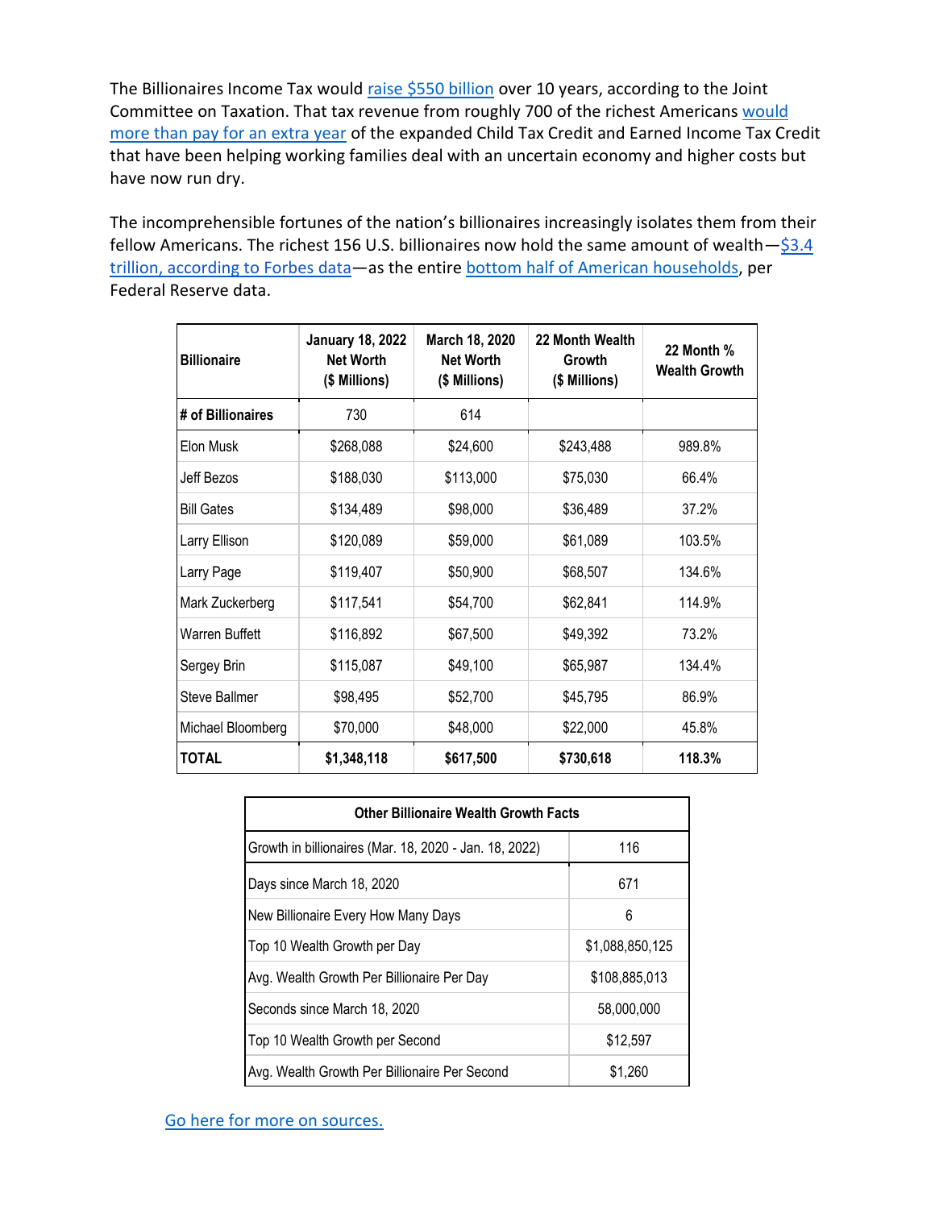The Billionaires Income Tax would raise $550 billion over 10 years, according to the Joint Committee on Taxation. That tax revenue from roughly 700 of the richest Americans would more than pay for an extra year of the expanded Child Tax Credit and Earned Income Tax Credit that have been helping working families deal with an uncertain economy and higher costs but have now run dry.

The incomprehensible fortunes of the nation's billionaires increasingly isolates them from their fellow Americans. The richest 156 U.S. billionaires now hold the same amount of wealth—$3.4 trillion, according to Forbes data—as the entire bottom half of American households, per Federal Reserve data.

| Billionaire | January 18, 2022 Net Worth ($ Millions) | March 18, 2020 Net Worth ($ Millions) | 22 Month Wealth Growth ($ Millions) | 22 Month % Wealth Growth |
|---|---|---|---|---|
| **# of Billionaires** | 730 | 614 | | |
| Elon Musk | $268,088 | $24,600 | $243,488 | 989.8% |
| Jeff Bezos | $188,030 | $113,000 | $75,030 | 66.4% |
| Bill Gates | $134,489 | $98,000 | $36,489 | 37.2% |
| Larry Ellison | $120,089 | $59,000 | $61,089 | 103.5% |
| Larry Page | $119,407 | $50,900 | $68,507 | 134.6% |
| Mark Zuckerberg | $117,541 | $54,700 | $62,841 | 114.9% |
| Warren Buffett | $116,892 | $67,500 | $49,392 | 73.2% |
| Sergey Brin | $115,087 | $49,100 | $65,987 | 134.4% |
| Steve Ballmer | $98,495 | $52,700 | $45,795 | 86.9% |
| Michael Bloomberg | $70,000 | $48,000 | $22,000 | 45.8% |
| **TOTAL** | **$1,348,118** | **$617,500** | **$730,618** | **118.3%** |

| Other Billionaire Wealth Growth Facts | |
|---|---|
| Growth in billionaires (Mar. 18, 2020 - Jan. 18, 2022) | 116 |
| Days since March 18, 2020 | 671 |
| New Billionaire Every How Many Days | 6 |
| Top 10 Wealth Growth per Day | $1,088,850,125 |
| Avg. Wealth Growth Per Billionaire Per Day | $108,885,013 |
| Seconds since March 18, 2020 | 58,000,000 |
| Top 10 Wealth Growth per Second | $12,597 |
| Avg. Wealth Growth Per Billionaire Per Second | $1,260 |

Go here for more on sources.